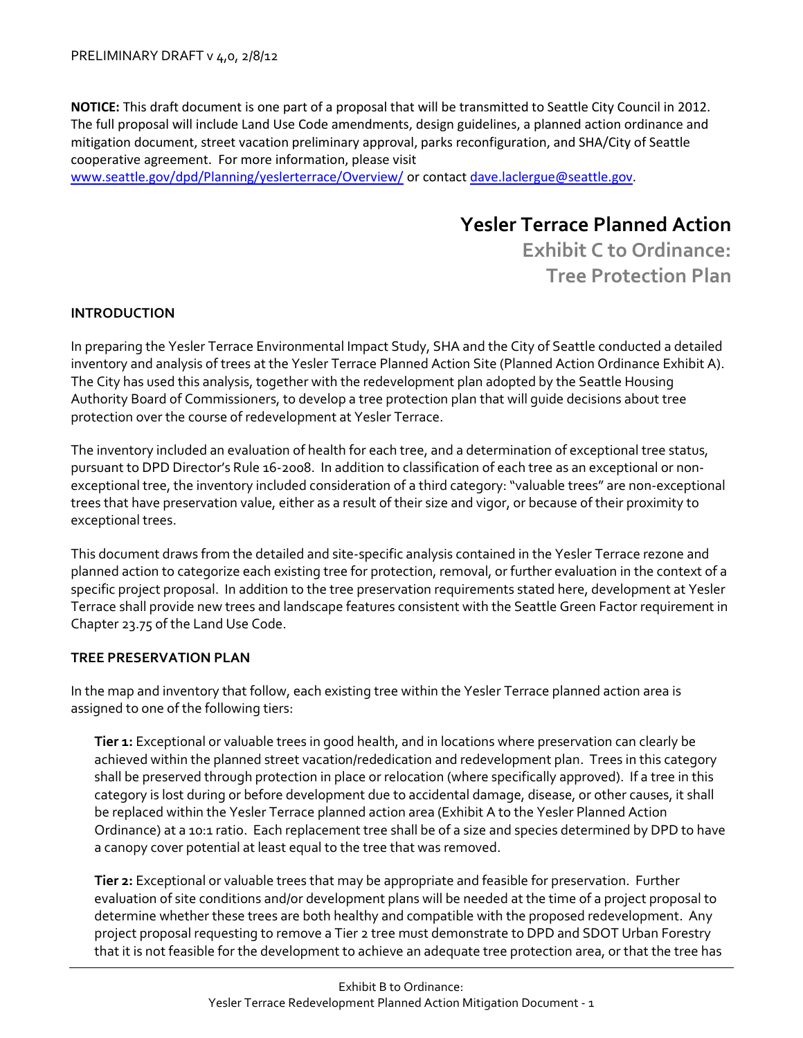PRELIMINARY DRAFT v 4,0, 2/8/12

**NOTICE:** This draft document is one part of a proposal that will be transmitted to Seattle City Council in 2012. The full proposal will include Land Use Code amendments, design guidelines, a planned action ordinance and mitigation document, street vacation preliminary approval, parks reconfiguration, and SHA/City of Seattle cooperative agreement. For more information, please visit [www.seattle.gov/dpd/Planning/yeslerterrace/Overview/](www.seattle.gov/dpd/Planning/yeslerterrace/Overview/) or contact [dave.laclergue@seattle.gov](mailto:dave.laclergue@seattle.gov).

# Yesler Terrace Planned Action

## Exhibit C to Ordinance: Tree Protection Plan

### INTRODUCTION

In preparing the Yesler Terrace Environmental Impact Study, SHA and the City of Seattle conducted a detailed inventory and analysis of trees at the Yesler Terrace Planned Action Site (Planned Action Ordinance Exhibit A). The City has used this analysis, together with the redevelopment plan adopted by the Seattle Housing Authority Board of Commissioners, to develop a tree protection plan that will guide decisions about tree protection over the course of redevelopment at Yesler Terrace.

The inventory included an evaluation of health for each tree, and a determination of exceptional tree status, pursuant to DPD Director's Rule 16-2008. In addition to classification of each tree as an exceptional or non-exceptional tree, the inventory included consideration of a third category: "valuable trees" are non-exceptional trees that have preservation value, either as a result of their size and vigor, or because of their proximity to exceptional trees.

This document draws from the detailed and site-specific analysis contained in the Yesler Terrace rezone and planned action to categorize each existing tree for protection, removal, or further evaluation in the context of a specific project proposal. In addition to the tree preservation requirements stated here, development at Yesler Terrace shall provide new trees and landscape features consistent with the Seattle Green Factor requirement in Chapter 23.75 of the Land Use Code.

### TREE PRESERVATION PLAN

In the map and inventory that follow, each existing tree within the Yesler Terrace planned action area is assigned to one of the following tiers:

> **Tier 1:** Exceptional or valuable trees in good health, and in locations where preservation can clearly be achieved within the planned street vacation/rededication and redevelopment plan. Trees in this category shall be preserved through protection in place or relocation (where specifically approved). If a tree in this category is lost during or before development due to accidental damage, disease, or other causes, it shall be replaced within the Yesler Terrace planned action area (Exhibit A to the Yesler Planned Action Ordinance) at a 10:1 ratio. Each replacement tree shall be of a size and species determined by DPD to have a canopy cover potential at least equal to the tree that was removed.
>
> **Tier 2:** Exceptional or valuable trees that may be appropriate and feasible for preservation. Further evaluation of site conditions and/or development plans will be needed at the time of a project proposal to determine whether these trees are both healthy and compatible with the proposed redevelopment. Any project proposal requesting to remove a Tier 2 tree must demonstrate to DPD and SDOT Urban Forestry that it is not feasible for the development to achieve an adequate tree protection area, or that the tree has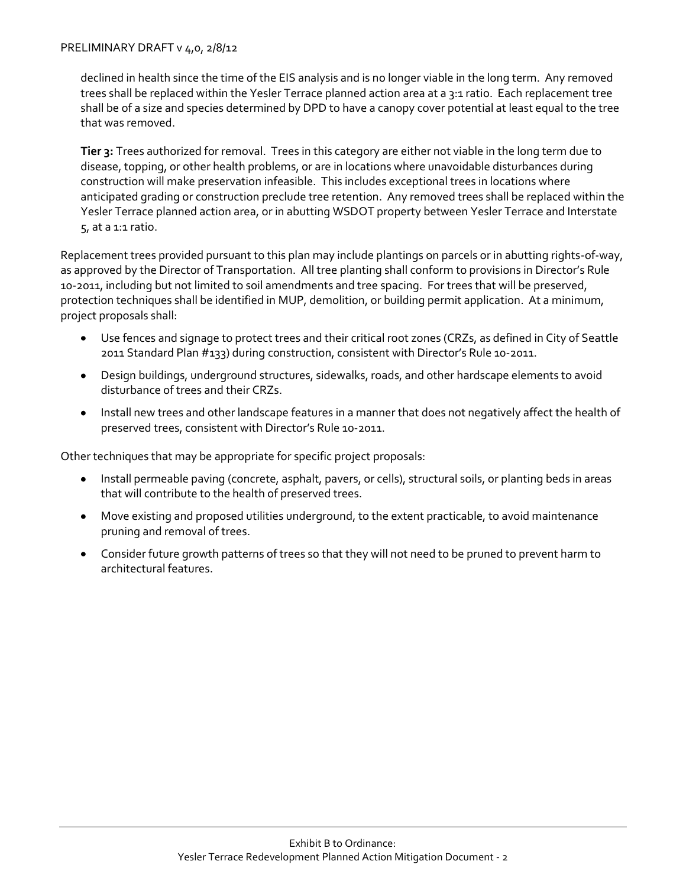declined in health since the time of the EIS analysis and is no longer viable in the long term. Any removed trees shall be replaced within the Yesler Terrace planned action area at a 3:1 ratio. Each replacement tree shall be of a size and species determined by DPD to have a canopy cover potential at least equal to the tree that was removed.

**Tier 3:** Trees authorized for removal. Trees in this category are either not viable in the long term due to disease, topping, or other health problems, or are in locations where unavoidable disturbances during construction will make preservation infeasible. This includes exceptional trees in locations where anticipated grading or construction preclude tree retention. Any removed trees shall be replaced within the Yesler Terrace planned action area, or in abutting WSDOT property between Yesler Terrace and Interstate 5, at a 1:1 ratio.

Replacement trees provided pursuant to this plan may include plantings on parcels or in abutting rights-of-way, as approved by the Director of Transportation. All tree planting shall conform to provisions in Director's Rule 10-2011, including but not limited to soil amendments and tree spacing. For trees that will be preserved, protection techniques shall be identified in MUP, demolition, or building permit application. At a minimum, project proposals shall:

- Use fences and signage to protect trees and their critical root zones (CRZs, as defined in City of Seattle 2011 Standard Plan #133) during construction, consistent with Director's Rule 10-2011.
- Design buildings, underground structures, sidewalks, roads, and other hardscape elements to avoid disturbance of trees and their CRZs.
- Install new trees and other landscape features in a manner that does not negatively affect the health of preserved trees, consistent with Director's Rule 10-2011.

Other techniques that may be appropriate for specific project proposals:

- Install permeable paving (concrete, asphalt, pavers, or cells), structural soils, or planting beds in areas that will contribute to the health of preserved trees.
- Move existing and proposed utilities underground, to the extent practicable, to avoid maintenance pruning and removal of trees.
- Consider future growth patterns of trees so that they will not need to be pruned to prevent harm to architectural features.